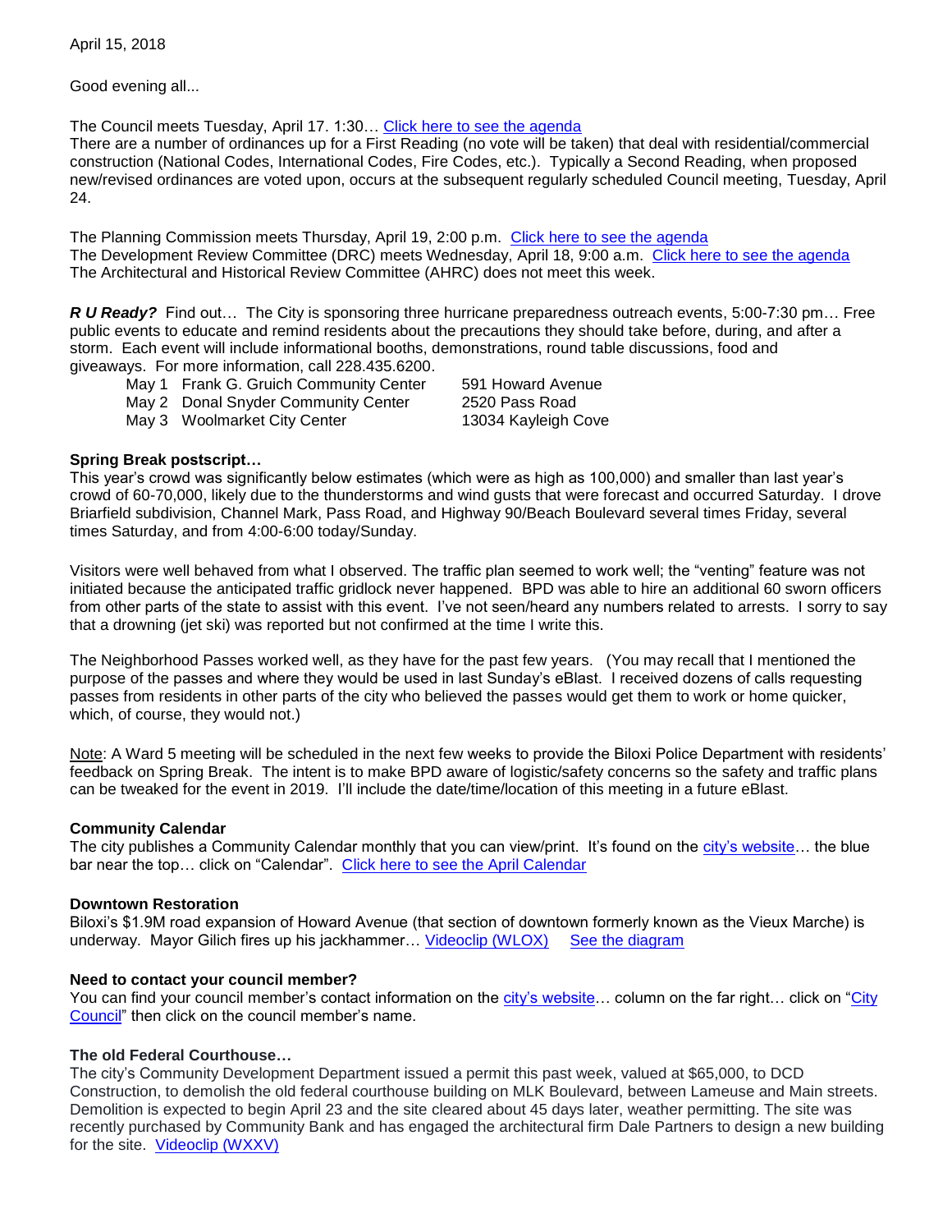April 15, 2018

Good evening all...

The Council meets Tuesday, April 17. 1:30… Click here to see the agenda
There are a number of ordinances up for a First Reading (no vote will be taken) that deal with residential/commercial construction (National Codes, International Codes, Fire Codes, etc.). Typically a Second Reading, when proposed new/revised ordinances are voted upon, occurs at the subsequent regularly scheduled Council meeting, Tuesday, April 24.

The Planning Commission meets Thursday, April 19, 2:00 p.m. Click here to see the agenda
The Development Review Committee (DRC) meets Wednesday, April 18, 9:00 a.m. Click here to see the agenda
The Architectural and Historical Review Committee (AHRC) does not meet this week.

***R U Ready?*** Find out… The City is sponsoring three hurricane preparedness outreach events, 5:00-7:30 pm… Free public events to educate and remind residents about the precautions they should take before, during, and after a storm. Each event will include informational booths, demonstrations, round table discussions, food and giveaways. For more information, call 228.435.6200.

| | | |
|---|---|---|
| May 1 | Frank G. Gruich Community Center | 591 Howard Avenue |
| May 2 | Donal Snyder Community Center | 2520 Pass Road |
| May 3 | Woolmarket City Center | 13034 Kayleigh Cove |

**Spring Break postscript…**
This year's crowd was significantly below estimates (which were as high as 100,000) and smaller than last year's crowd of 60-70,000, likely due to the thunderstorms and wind gusts that were forecast and occurred Saturday. I drove Briarfield subdivision, Channel Mark, Pass Road, and Highway 90/Beach Boulevard several times Friday, several times Saturday, and from 4:00-6:00 today/Sunday.

Visitors were well behaved from what I observed. The traffic plan seemed to work well; the "venting" feature was not initiated because the anticipated traffic gridlock never happened. BPD was able to hire an additional 60 sworn officers from other parts of the state to assist with this event. I've not seen/heard any numbers related to arrests. I sorry to say that a drowning (jet ski) was reported but not confirmed at the time I write this.

The Neighborhood Passes worked well, as they have for the past few years. (You may recall that I mentioned the purpose of the passes and where they would be used in last Sunday's eBlast. I received dozens of calls requesting passes from residents in other parts of the city who believed the passes would get them to work or home quicker, which, of course, they would not.)

Note: A Ward 5 meeting will be scheduled in the next few weeks to provide the Biloxi Police Department with residents' feedback on Spring Break. The intent is to make BPD aware of logistic/safety concerns so the safety and traffic plans can be tweaked for the event in 2019. I'll include the date/time/location of this meeting in a future eBlast.

**Community Calendar**
The city publishes a Community Calendar monthly that you can view/print. It's found on the city's website… the blue bar near the top… click on "Calendar". Click here to see the April Calendar

**Downtown Restoration**
Biloxi's $1.9M road expansion of Howard Avenue (that section of downtown formerly known as the Vieux Marche) is underway. Mayor Gilich fires up his jackhammer… Videoclip (WLOX) See the diagram

**Need to contact your council member?**
You can find your council member's contact information on the city's website… column on the far right… click on "City Council" then click on the council member's name.

**The old Federal Courthouse…**
The city's Community Development Department issued a permit this past week, valued at $65,000, to DCD Construction, to demolish the old federal courthouse building on MLK Boulevard, between Lameuse and Main streets. Demolition is expected to begin April 23 and the site cleared about 45 days later, weather permitting. The site was recently purchased by Community Bank and has engaged the architectural firm Dale Partners to design a new building for the site. Videoclip (WXXV)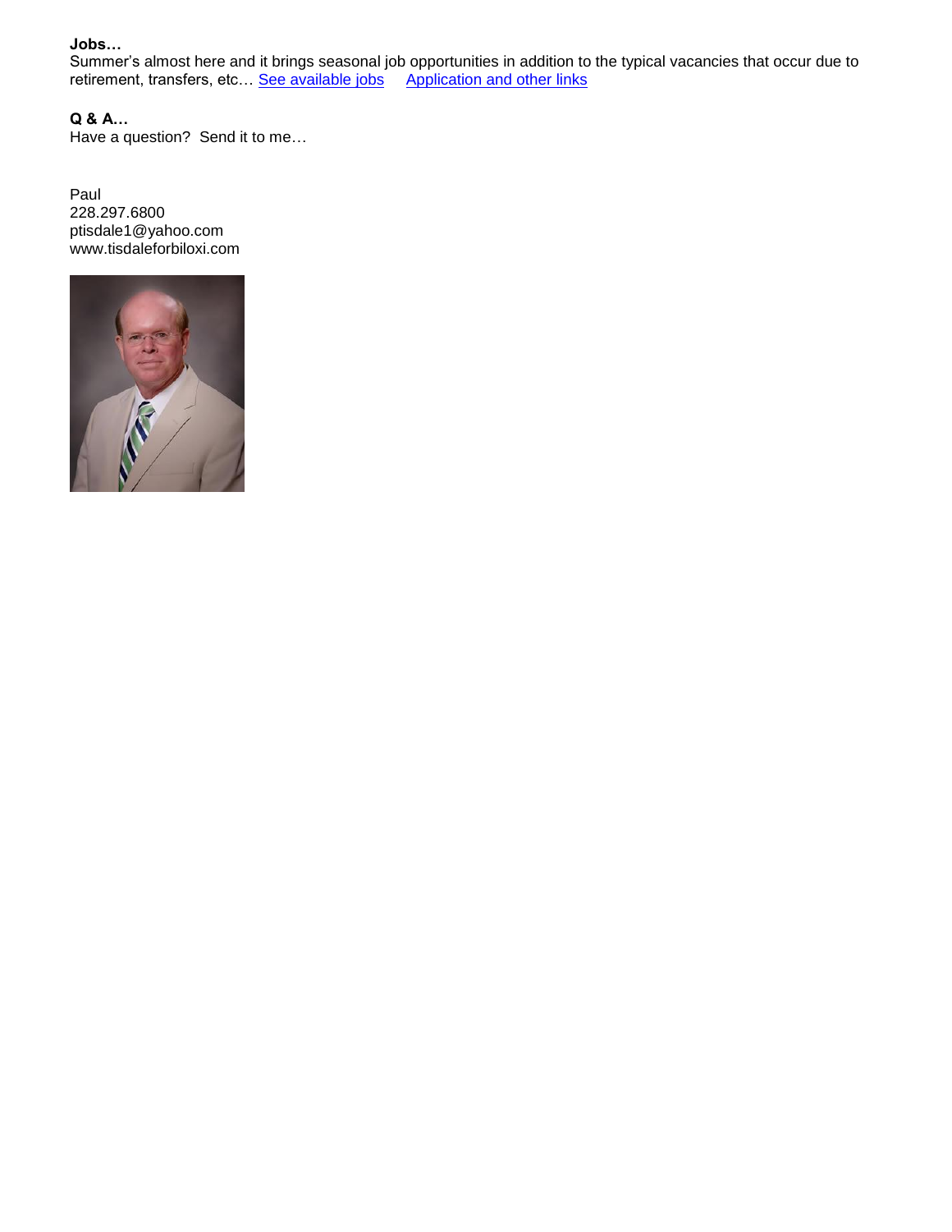**Jobs…**

Summer's almost here and it brings seasonal job opportunities in addition to the typical vacancies that occur due to retirement, transfers, etc… See available jobs     Application and other links

**Q & A…**

Have a question?  Send it to me…

Paul
228.297.6800
ptisdale1@yahoo.com
www.tisdaleforbiloxi.com